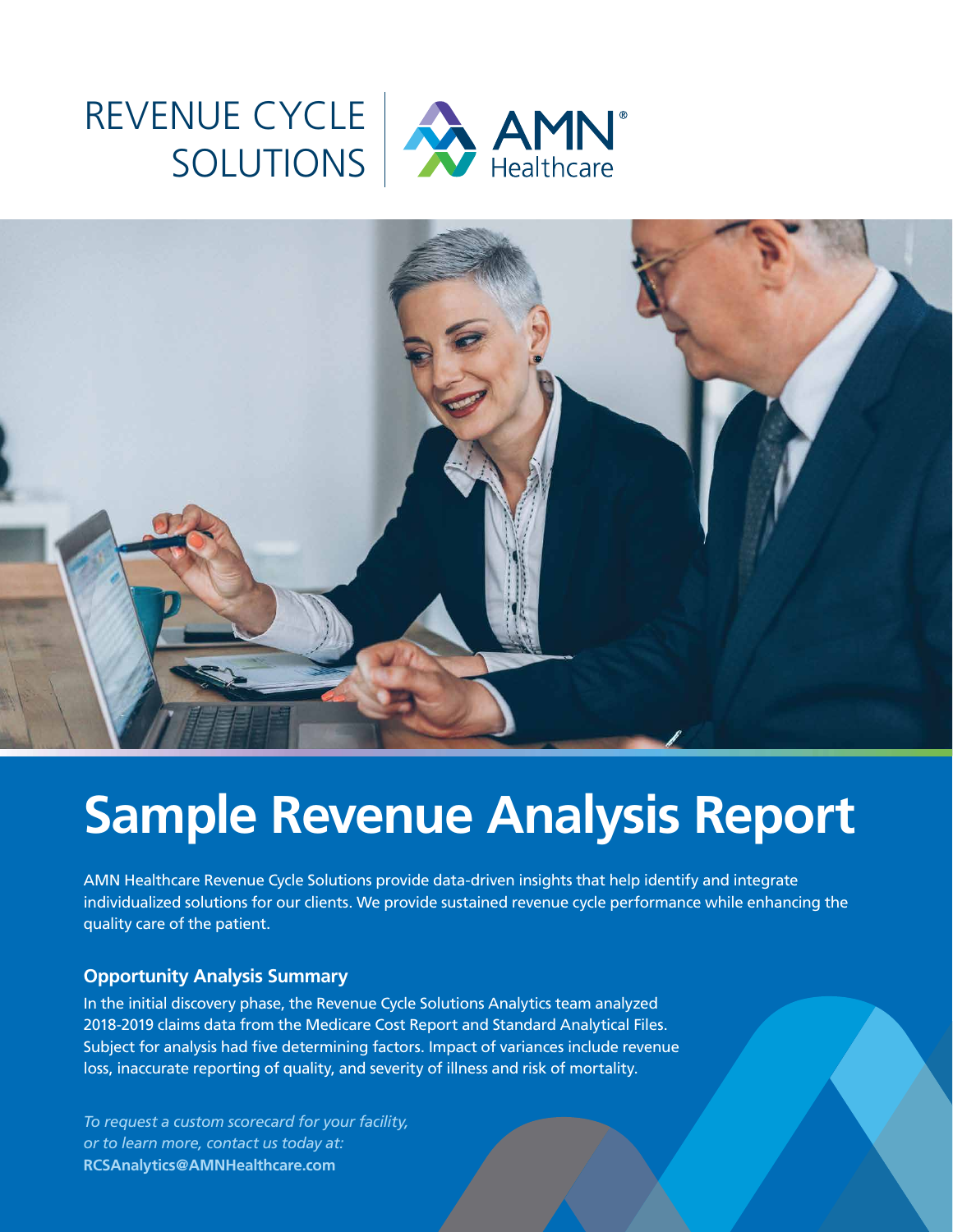REVENUE CYCLE SOLUTIONS | AMN Healthcare

# Sample Revenue Analysis Report

AMN Healthcare Revenue Cycle Solutions provide data-driven insights that help identify and integrate individualized solutions for our clients. We provide sustained revenue cycle performance while enhancing the quality care of the patient.

### Opportunity Analysis Summary

In the initial discovery phase, the Revenue Cycle Solutions Analytics team analyzed 2018-2019 claims data from the Medicare Cost Report and Standard Analytical Files. Subject for analysis had five determining factors. Impact of variances include revenue loss, inaccurate reporting of quality, and severity of illness and risk of mortality.

*To request a custom scorecard for your facility, or to learn more, contact us today at:*
**RCSAnalytics@AMNHealthcare.com**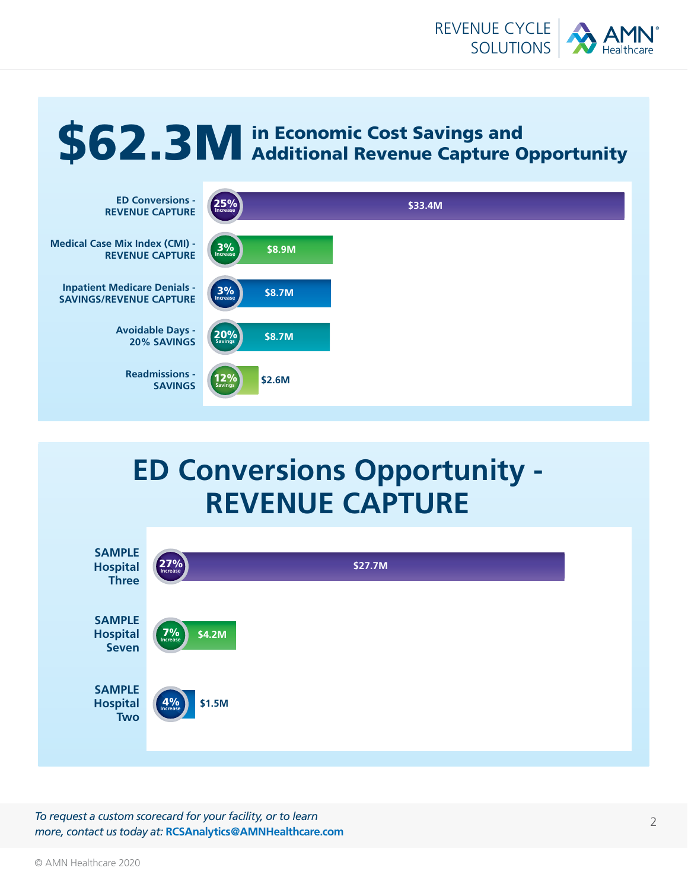# $62.3M in Economic Cost Savings and Additional Revenue Capture Opportunity

| Category | Change | Value |
| --- | --- | --- |
| ED Conversions - REVENUE CAPTURE | 25% Increase | $33.4M |
| Medical Case Mix Index (CMI) - REVENUE CAPTURE | 3% Increase | $8.9M |
| Inpatient Medicare Denials - SAVINGS/REVENUE CAPTURE | 3% Increase | $8.7M |
| Avoidable Days - 20% SAVINGS | 20% Savings | $8.7M |
| Readmissions - SAVINGS | 12% Savings | $2.6M |

# ED Conversions Opportunity - REVENUE CAPTURE

| Hospital | Change | Value |
| --- | --- | --- |
| SAMPLE Hospital Three | 27% Increase | $27.7M |
| SAMPLE Hospital Seven | 7% Increase | $4.2M |
| SAMPLE Hospital Two | 4% Increase | $1.5M |

*To request a custom scorecard for your facility, or to learn more, contact us today at:* **RCSAnalytics@AMNHealthcare.com**

© AMN Healthcare 2020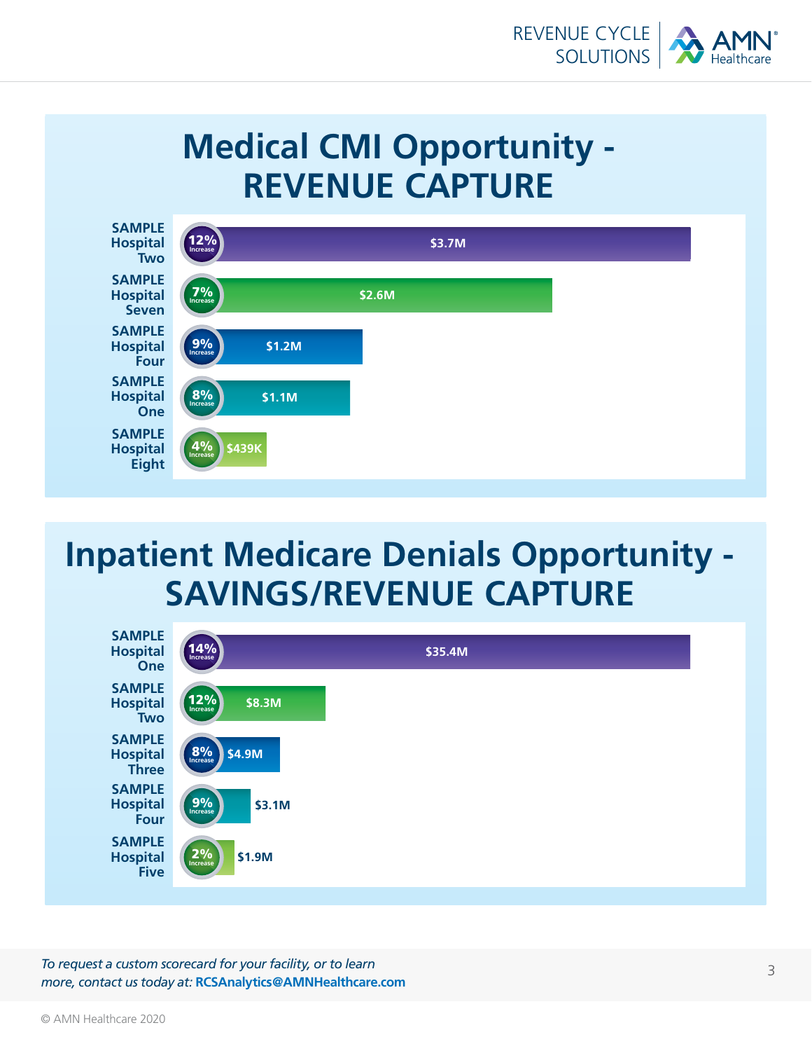# Medical CMI Opportunity - REVENUE CAPTURE

| Hospital | Increase | Revenue Capture |
|---|---|---|
| SAMPLE Hospital Two | 12% Increase | $3.7M |
| SAMPLE Hospital Seven | 7% Increase | $2.6M |
| SAMPLE Hospital Four | 9% Increase | $1.2M |
| SAMPLE Hospital One | 8% Increase | $1.1M |
| SAMPLE Hospital Eight | 4% Increase | $439K |

# Inpatient Medicare Denials Opportunity - SAVINGS/REVENUE CAPTURE

| Hospital | Increase | Savings/Revenue Capture |
|---|---|---|
| SAMPLE Hospital One | 14% Increase | $35.4M |
| SAMPLE Hospital Two | 12% Increase | $8.3M |
| SAMPLE Hospital Three | 8% Increase | $4.9M |
| SAMPLE Hospital Four | 9% Increase | $3.1M |
| SAMPLE Hospital Five | 2% Increase | $1.9M |

*To request a custom scorecard for your facility, or to learn more, contact us today at:* **RCSAnalytics@AMNHealthcare.com**

© AMN Healthcare 2020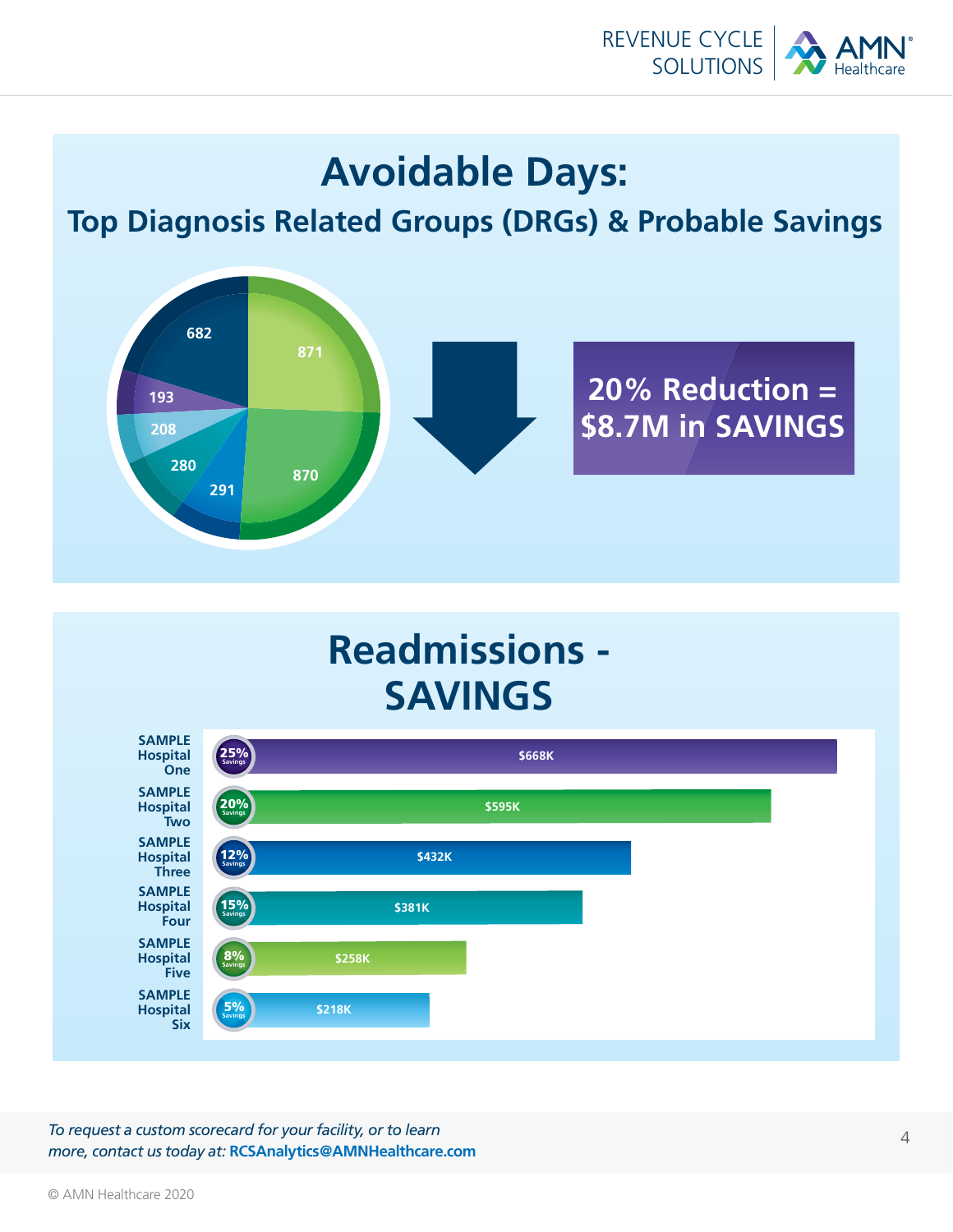# Avoidable Days:

## Top Diagnosis Related Groups (DRGs) & Probable Savings

871

870

291

280

208

193

682

**20% Reduction = $8.7M in SAVINGS**

# Readmissions - SAVINGS

| Hospital | Savings | Amount |
|---|---|---|
| SAMPLE Hospital One | 25% | $668K |
| SAMPLE Hospital Two | 20% | $595K |
| SAMPLE Hospital Three | 12% | $432K |
| SAMPLE Hospital Four | 15% | $381K |
| SAMPLE Hospital Five | 8% | $258K |
| SAMPLE Hospital Six | 5% | $218K |

*To request a custom scorecard for your facility, or to learn more, contact us today at:* **RCSAnalytics@AMNHealthcare.com**

© AMN Healthcare 2020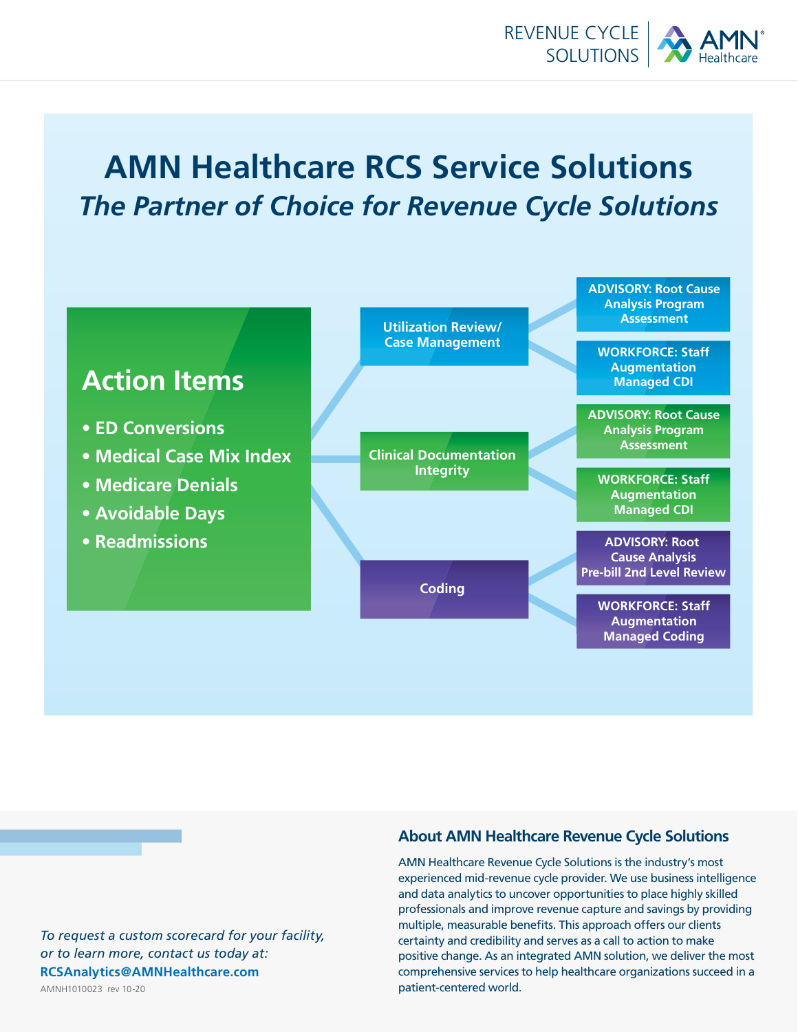# AMN Healthcare RCS Service Solutions

## *The Partner of Choice for Revenue Cycle Solutions*

## Action Items

- ED Conversions
- Medical Case Mix Index
- Medicare Denials
- Avoidable Days
- Readmissions

**Utilization Review/ Case Management**

- ADVISORY: Root Cause Analysis Program Assessment
- WORKFORCE: Staff Augmentation Managed CDI

**Clinical Documentation Integrity**

- ADVISORY: Root Cause Analysis Program Assessment
- WORKFORCE: Staff Augmentation Managed CDI

**Coding**

- ADVISORY: Root Cause Analysis Pre-bill 2nd Level Review
- WORKFORCE: Staff Augmentation Managed Coding

*To request a custom scorecard for your facility, or to learn more, contact us today at:*
**RCSAnalytics@AMNHealthcare.com**

AMNH1010023 rev 10-20

### About AMN Healthcare Revenue Cycle Solutions

AMN Healthcare Revenue Cycle Solutions is the industry's most experienced mid-revenue cycle provider. We use business intelligence and data analytics to uncover opportunities to place highly skilled professionals and improve revenue capture and savings by providing multiple, measurable benefits. This approach offers our clients certainty and credibility and serves as a call to action to make positive change. As an integrated AMN solution, we deliver the most comprehensive services to help healthcare organizations succeed in a patient-centered world.